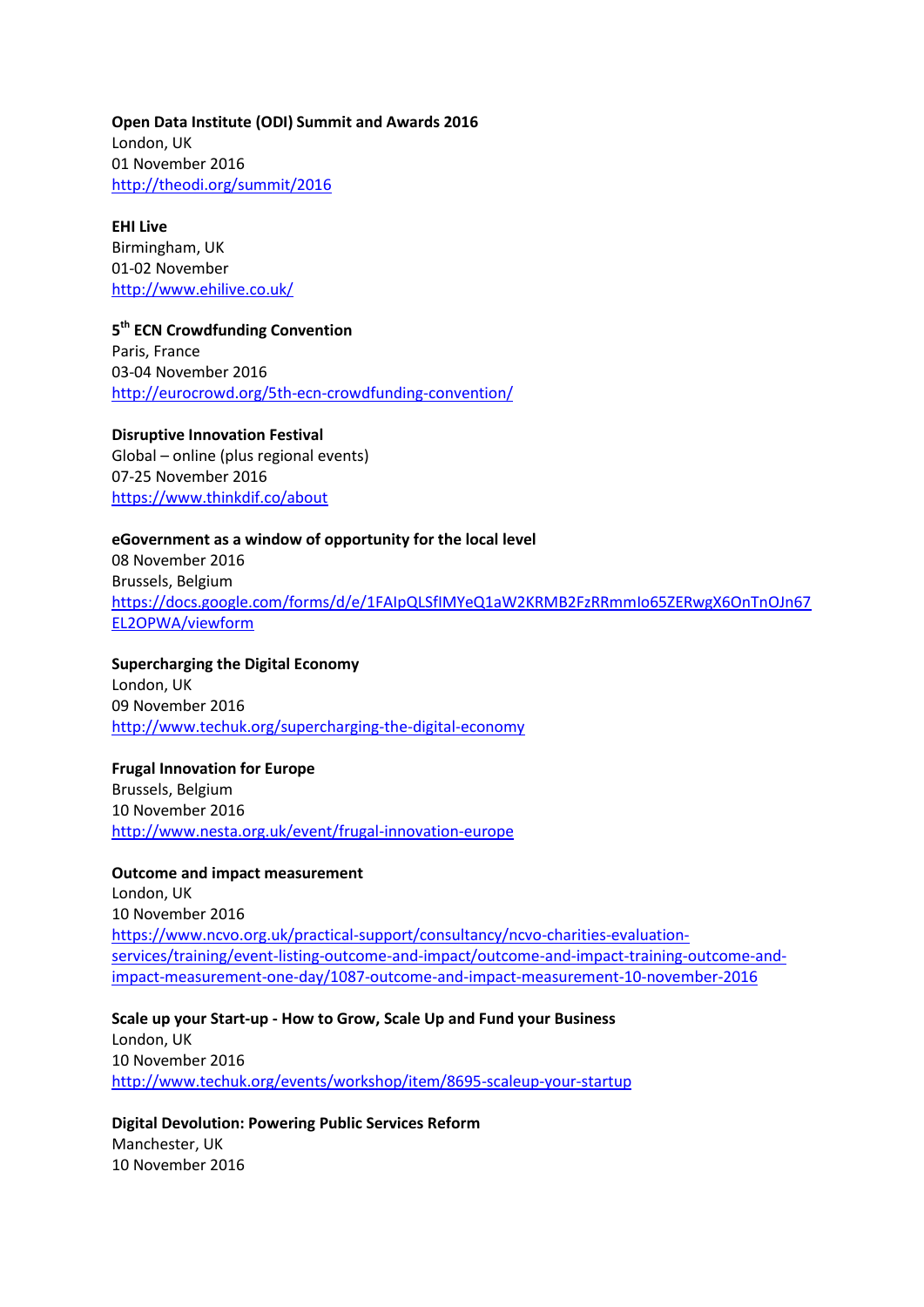**Open Data Institute (ODI) Summit and Awards 2016**
London, UK
01 November 2016
http://theodi.org/summit/2016

**EHI Live**
Birmingham, UK
01-02 November
http://www.ehilive.co.uk/

**5th ECN Crowdfunding Convention**
Paris, France
03-04 November 2016
http://eurocrowd.org/5th-ecn-crowdfunding-convention/

**Disruptive Innovation Festival**
Global – online (plus regional events)
07-25 November 2016
https://www.thinkdif.co/about

**eGovernment as a window of opportunity for the local level**
08 November 2016
Brussels, Belgium
https://docs.google.com/forms/d/e/1FAIpQLSfIMYeQ1aW2KRMB2FzRRmmIo65ZERwgX6OnTnOJn67EL2OPWA/viewform

**Supercharging the Digital Economy**
London, UK
09 November 2016
http://www.techuk.org/supercharging-the-digital-economy

**Frugal Innovation for Europe**
Brussels, Belgium
10 November 2016
http://www.nesta.org.uk/event/frugal-innovation-europe

**Outcome and impact measurement**
London, UK
10 November 2016
https://www.ncvo.org.uk/practical-support/consultancy/ncvo-charities-evaluation-services/training/event-listing-outcome-and-impact/outcome-and-impact-training-outcome-and-impact-measurement-one-day/1087-outcome-and-impact-measurement-10-november-2016

**Scale up your Start-up - How to Grow, Scale Up and Fund your Business**
London, UK
10 November 2016
http://www.techuk.org/events/workshop/item/8695-scaleup-your-startup

**Digital Devolution: Powering Public Services Reform**
Manchester, UK
10 November 2016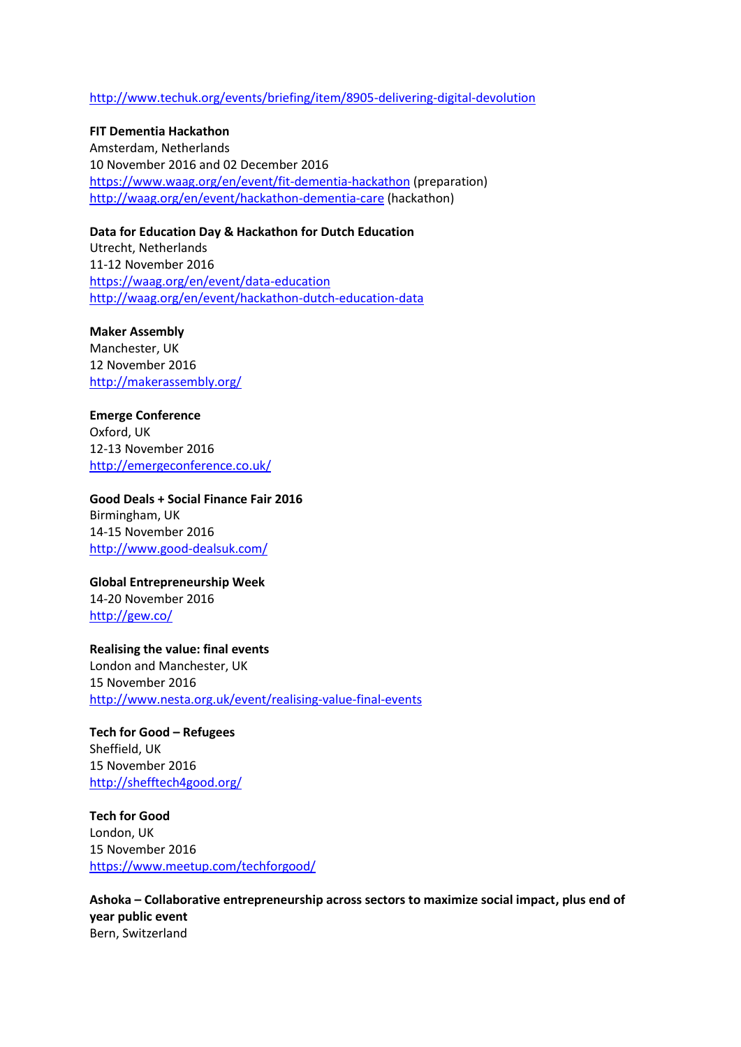http://www.techuk.org/events/briefing/item/8905-delivering-digital-devolution

**FIT Dementia Hackathon**
Amsterdam, Netherlands
10 November 2016 and 02 December 2016
https://www.waag.org/en/event/fit-dementia-hackathon (preparation)
http://waag.org/en/event/hackathon-dementia-care (hackathon)

**Data for Education Day & Hackathon for Dutch Education**
Utrecht, Netherlands
11-12 November 2016
https://waag.org/en/event/data-education
http://waag.org/en/event/hackathon-dutch-education-data

**Maker Assembly**
Manchester, UK
12 November 2016
http://makerassembly.org/

**Emerge Conference**
Oxford, UK
12-13 November 2016
http://emergeconference.co.uk/

**Good Deals + Social Finance Fair 2016**
Birmingham, UK
14-15 November 2016
http://www.good-dealsuk.com/

**Global Entrepreneurship Week**
14-20 November 2016
http://gew.co/

**Realising the value: final events**
London and Manchester, UK
15 November 2016
http://www.nesta.org.uk/event/realising-value-final-events

**Tech for Good – Refugees**
Sheffield, UK
15 November 2016
http://shefftech4good.org/

**Tech for Good**
London, UK
15 November 2016
https://www.meetup.com/techforgood/

**Ashoka – Collaborative entrepreneurship across sectors to maximize social impact, plus end of year public event**
Bern, Switzerland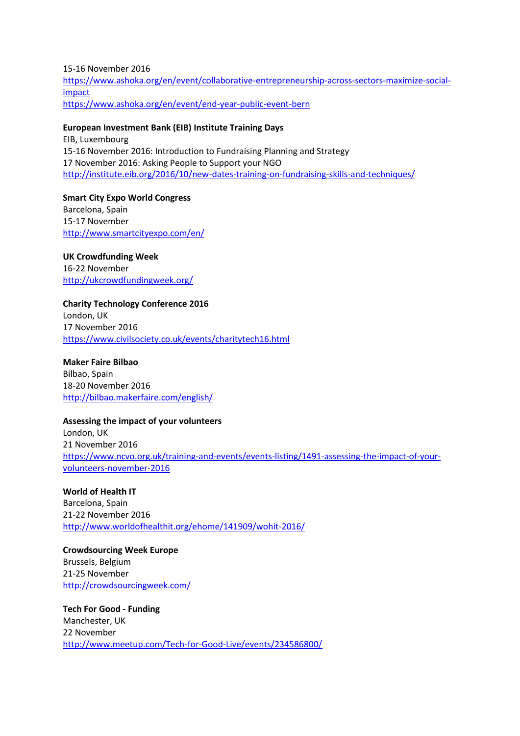15-16 November 2016
https://www.ashoka.org/en/event/collaborative-entrepreneurship-across-sectors-maximize-social-impact
https://www.ashoka.org/en/event/end-year-public-event-bern

**European Investment Bank (EIB) Institute Training Days**
EIB, Luxembourg
15-16 November 2016: Introduction to Fundraising Planning and Strategy
17 November 2016: Asking People to Support your NGO
http://institute.eib.org/2016/10/new-dates-training-on-fundraising-skills-and-techniques/

**Smart City Expo World Congress**
Barcelona, Spain
15-17 November
http://www.smartcityexpo.com/en/

**UK Crowdfunding Week**
16-22 November
http://ukcrowdfundingweek.org/

**Charity Technology Conference 2016**
London, UK
17 November 2016
https://www.civilsociety.co.uk/events/charitytech16.html

**Maker Faire Bilbao**
Bilbao, Spain
18-20 November 2016
http://bilbao.makerfaire.com/english/

**Assessing the impact of your volunteers**
London, UK
21 November 2016
https://www.ncvo.org.uk/training-and-events/events-listing/1491-assessing-the-impact-of-your-volunteers-november-2016

**World of Health IT**
Barcelona, Spain
21-22 November 2016
http://www.worldofhealthit.org/ehome/141909/wohit-2016/

**Crowdsourcing Week Europe**
Brussels, Belgium
21-25 November
http://crowdsourcingweek.com/

**Tech For Good - Funding**
Manchester, UK
22 November
http://www.meetup.com/Tech-for-Good-Live/events/234586800/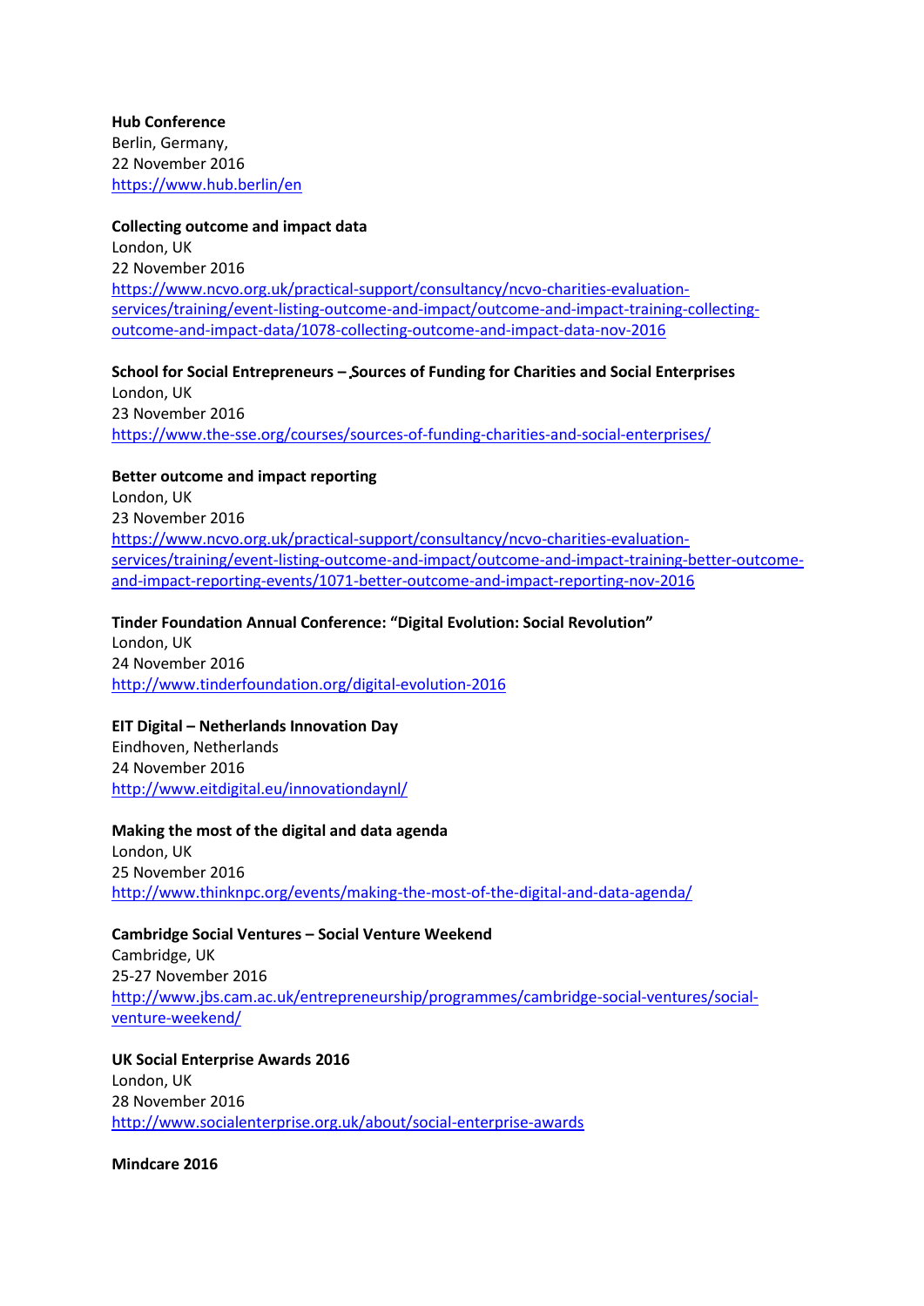**Hub Conference**
Berlin, Germany,
22 November 2016
https://www.hub.berlin/en

**Collecting outcome and impact data**
London, UK
22 November 2016
https://www.ncvo.org.uk/practical-support/consultancy/ncvo-charities-evaluation-services/training/event-listing-outcome-and-impact/outcome-and-impact-training-collecting-outcome-and-impact-data/1078-collecting-outcome-and-impact-data-nov-2016

**School for Social Entrepreneurs – Sources of Funding for Charities and Social Enterprises**
London, UK
23 November 2016
https://www.the-sse.org/courses/sources-of-funding-charities-and-social-enterprises/

**Better outcome and impact reporting**
London, UK
23 November 2016
https://www.ncvo.org.uk/practical-support/consultancy/ncvo-charities-evaluation-services/training/event-listing-outcome-and-impact/outcome-and-impact-training-better-outcome-and-impact-reporting-events/1071-better-outcome-and-impact-reporting-nov-2016

**Tinder Foundation Annual Conference: "Digital Evolution: Social Revolution"**
London, UK
24 November 2016
http://www.tinderfoundation.org/digital-evolution-2016

**EIT Digital – Netherlands Innovation Day**
Eindhoven, Netherlands
24 November 2016
http://www.eitdigital.eu/innovationdaynl/

**Making the most of the digital and data agenda**
London, UK
25 November 2016
http://www.thinknpc.org/events/making-the-most-of-the-digital-and-data-agenda/

**Cambridge Social Ventures – Social Venture Weekend**
Cambridge, UK
25-27 November 2016
http://www.jbs.cam.ac.uk/entrepreneurship/programmes/cambridge-social-ventures/social-venture-weekend/

**UK Social Enterprise Awards 2016**
London, UK
28 November 2016
http://www.socialenterprise.org.uk/about/social-enterprise-awards

**Mindcare 2016**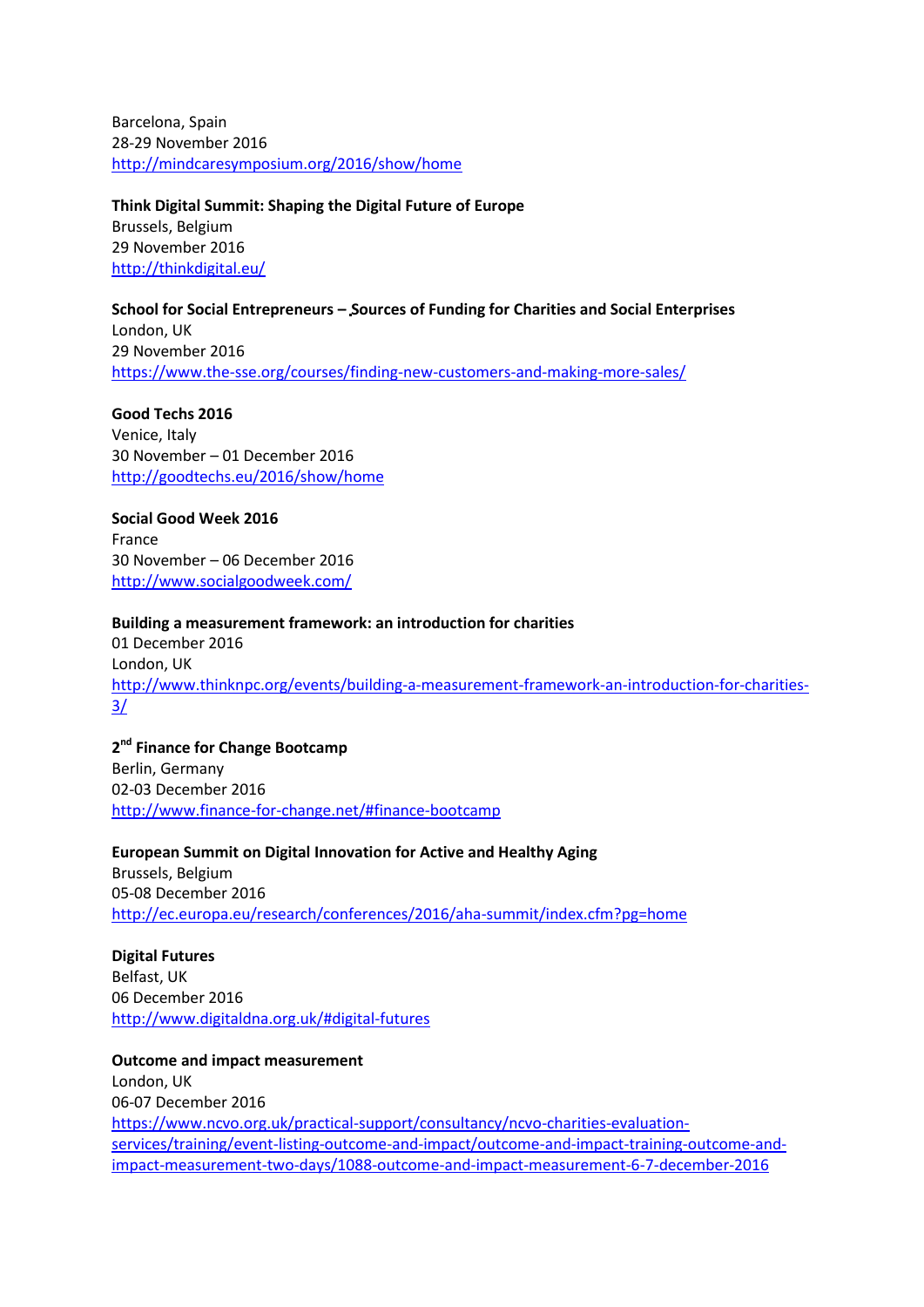Barcelona, Spain
28-29 November 2016
http://mindcaresymposium.org/2016/show/home

**Think Digital Summit: Shaping the Digital Future of Europe**
Brussels, Belgium
29 November 2016
http://thinkdigital.eu/

**School for Social Entrepreneurs – Sources of Funding for Charities and Social Enterprises**
London, UK
29 November 2016
https://www.the-sse.org/courses/finding-new-customers-and-making-more-sales/

**Good Techs 2016**
Venice, Italy
30 November – 01 December 2016
http://goodtechs.eu/2016/show/home

**Social Good Week 2016**
France
30 November – 06 December 2016
http://www.socialgoodweek.com/

**Building a measurement framework: an introduction for charities**
01 December 2016
London, UK
http://www.thinknpc.org/events/building-a-measurement-framework-an-introduction-for-charities-3/

**2nd Finance for Change Bootcamp**
Berlin, Germany
02-03 December 2016
http://www.finance-for-change.net/#finance-bootcamp

**European Summit on Digital Innovation for Active and Healthy Aging**
Brussels, Belgium
05-08 December 2016
http://ec.europa.eu/research/conferences/2016/aha-summit/index.cfm?pg=home

**Digital Futures**
Belfast, UK
06 December 2016
http://www.digitaldna.org.uk/#digital-futures

**Outcome and impact measurement**
London, UK
06-07 December 2016
https://www.ncvo.org.uk/practical-support/consultancy/ncvo-charities-evaluation-services/training/event-listing-outcome-and-impact/outcome-and-impact-training-outcome-and-impact-measurement-two-days/1088-outcome-and-impact-measurement-6-7-december-2016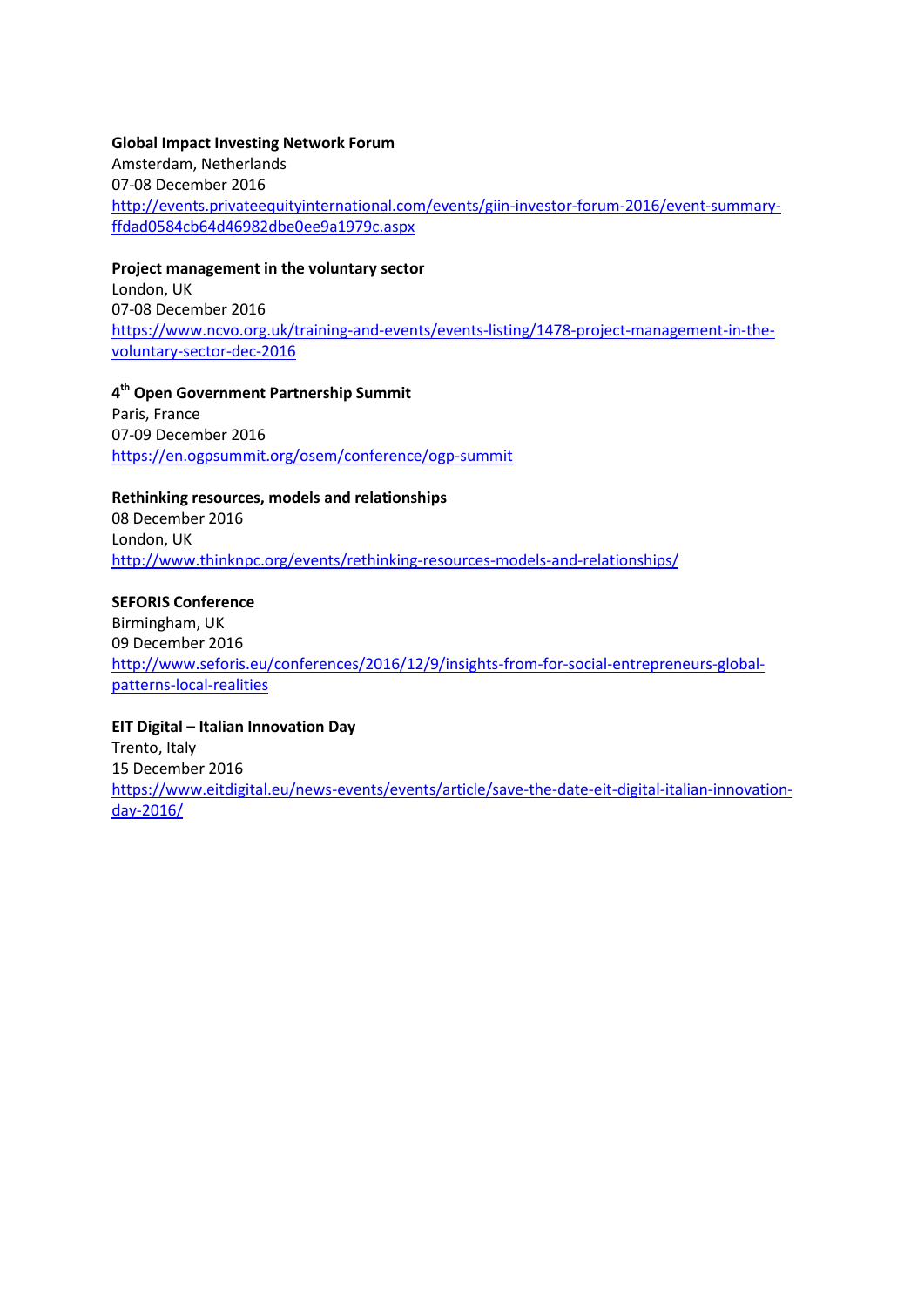**Global Impact Investing Network Forum**
Amsterdam, Netherlands
07-08 December 2016
http://events.privateequityinternational.com/events/giin-investor-forum-2016/event-summary-ffdad0584cb64d46982dbe0ee9a1979c.aspx

**Project management in the voluntary sector**
London, UK
07-08 December 2016
https://www.ncvo.org.uk/training-and-events/events-listing/1478-project-management-in-the-voluntary-sector-dec-2016

**4th Open Government Partnership Summit**
Paris, France
07-09 December 2016
https://en.ogpsummit.org/osem/conference/ogp-summit

**Rethinking resources, models and relationships**
08 December 2016
London, UK
http://www.thinknpc.org/events/rethinking-resources-models-and-relationships/

**SEFORIS Conference**
Birmingham, UK
09 December 2016
http://www.seforis.eu/conferences/2016/12/9/insights-from-for-social-entrepreneurs-global-patterns-local-realities

**EIT Digital – Italian Innovation Day**
Trento, Italy
15 December 2016
https://www.eitdigital.eu/news-events/events/article/save-the-date-eit-digital-italian-innovation-day-2016/